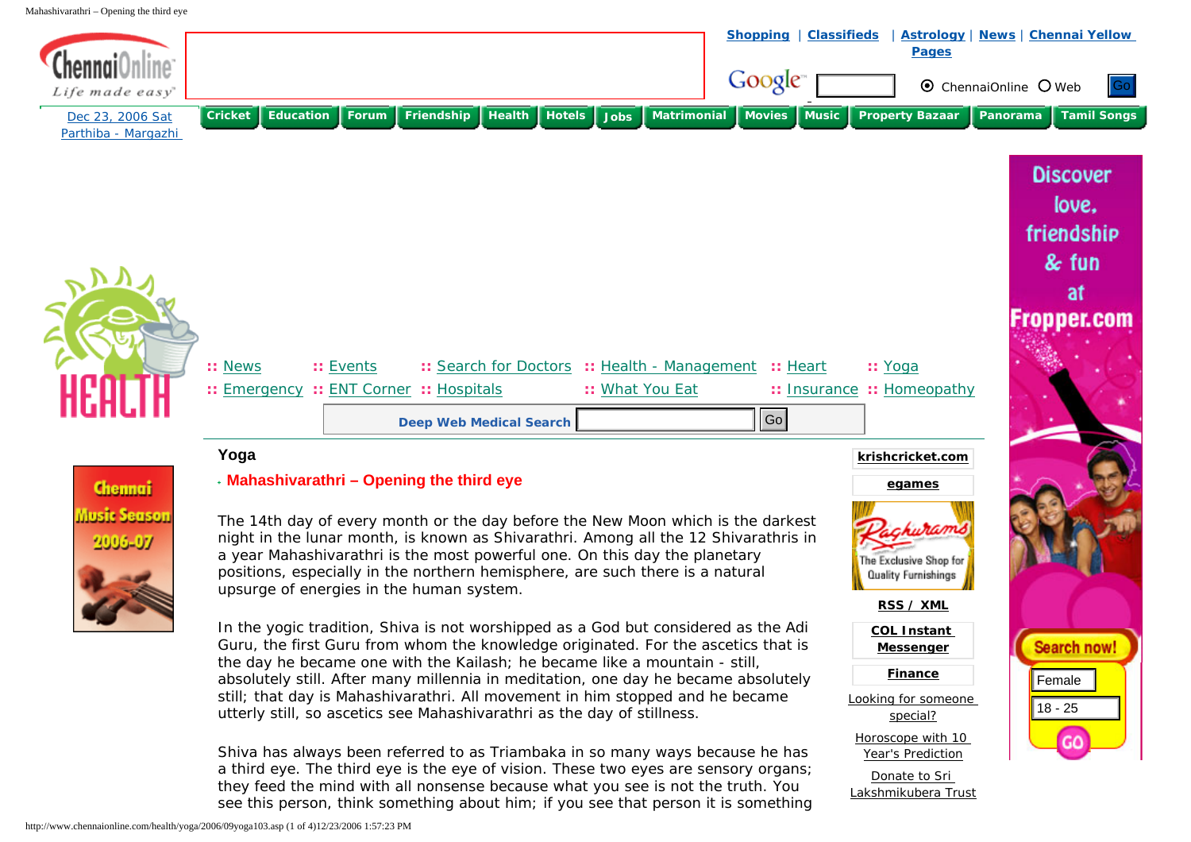# Yoga

## Mahashivarathri – Opening the third eye

The 14th day of every month or the day before the New Moon which is the darkest night in the lunar month, is known as Shivarathri. Among all the 12 Shivarathris in a year Mahashivarathri is the most powerful one. On this day the planetary positions, especially in the northern hemisphere, are such there is a natural upsurge of energies in the human system.

In the yogic tradition, Shiva is not worshipped as a God but considered as the Adi Guru, the first Guru from whom the knowledge originated. For the ascetics that is the day he became one with the Kailash; he became like a mountain - still, absolutely still. After many millennia in meditation, one day he became absolutely still; that day is Mahashivarathri. All movement in him stopped and he became utterly still, so ascetics see Mahashivarathri as the day of stillness.

Shiva has always been referred to as Triambaka in so many ways because he has a third eye. The third eye is the eye of vision. These two eyes are sensory organs; they feed the mind with all nonsense because what you see is not the truth. You see this person, think something about him; if you see that person it is something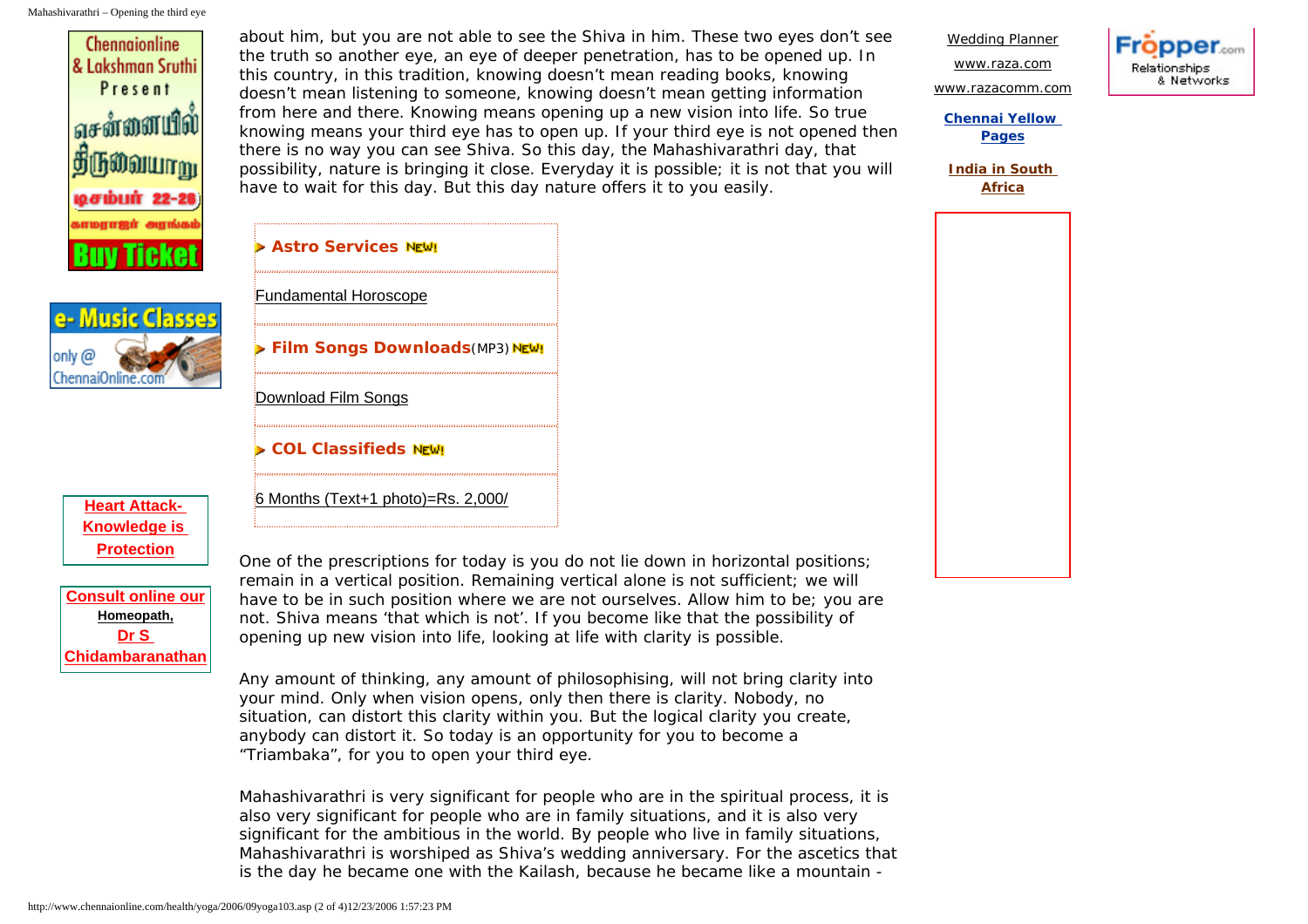about him, but you are not able to see the Shiva in him. These two eyes don't see the truth so another eye, an eye of deeper penetration, has to be opened up. In this country, in this tradition, knowing doesn't mean reading books, knowing doesn't mean listening to someone, knowing doesn't mean getting information from here and there. Knowing means opening up a new vision into life. So true knowing means your third eye has to open up. If your third eye is not opened then there is no way you can see Shiva. So this day, the Mahashivarathri day, that possibility, nature is bringing it close. Everyday it is possible; it is not that you will have to wait for this day. But this day nature offers it to you easily.

One of the prescriptions for today is you do not lie down in horizontal positions; remain in a vertical position. Remaining vertical alone is not sufficient; we will have to be in such position where we are not ourselves. Allow him to be; you are not. Shiva means 'that which is not'. If you become like that the possibility of opening up new vision into life, looking at life with clarity is possible.

Any amount of thinking, any amount of philosophising, will not bring clarity into your mind. Only when vision opens, only then there is clarity. Nobody, no situation, can distort this clarity within you. But the logical clarity you create, anybody can distort it. So today is an opportunity for you to become a "Triambaka", for you to open your third eye.

Mahashivarathri is very significant for people who are in the spiritual process, it is also very significant for people who are in family situations, and it is also very significant for the ambitious in the world. By people who live in family situations, Mahashivarathri is worshiped as Shiva's wedding anniversary. For the ascetics that is the day he became one with the Kailash, because he became like a mountain -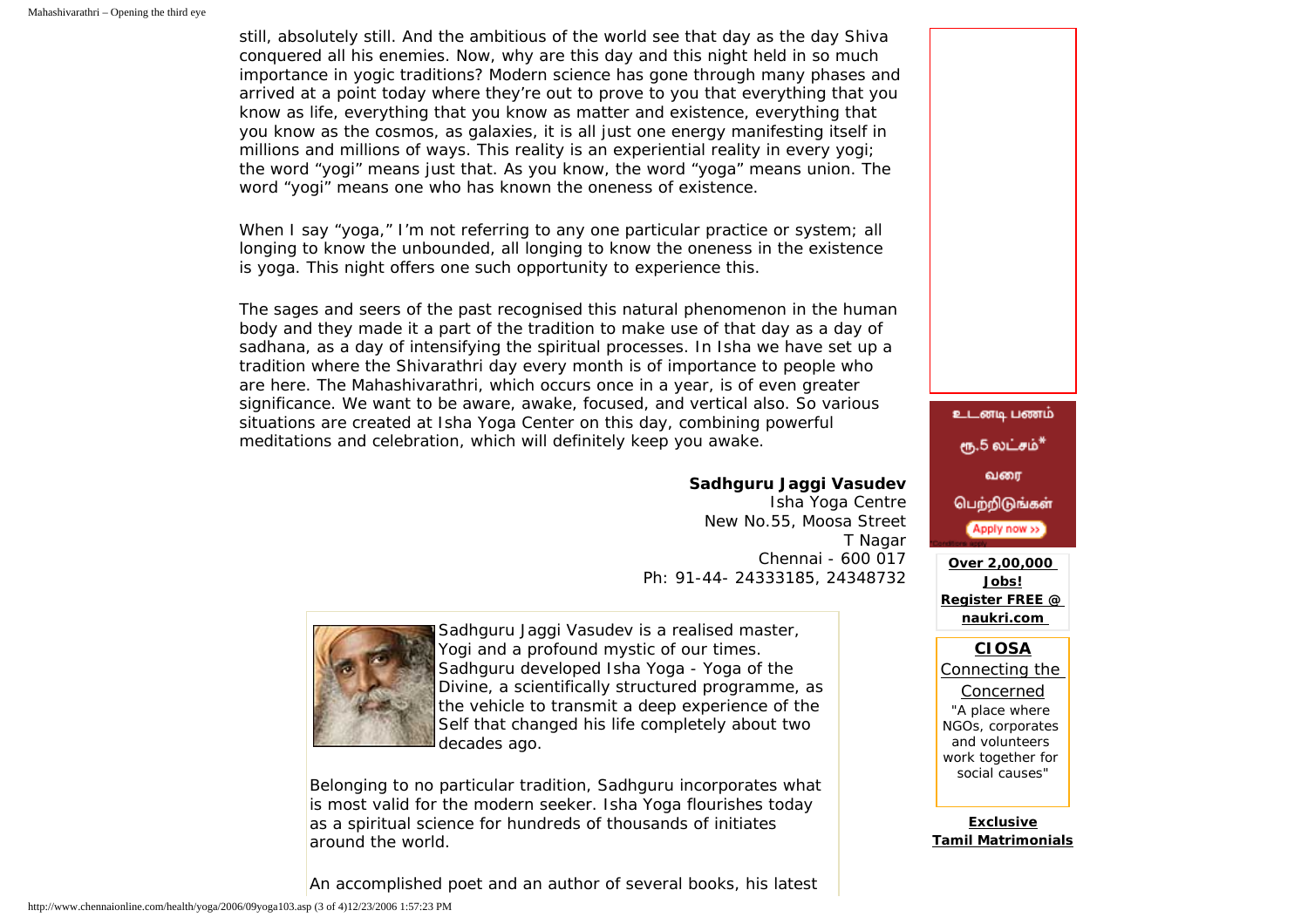still, absolutely still. And the ambitious of the world see that day as the day Shiva conquered all his enemies. Now, why are this day and this night held in so much importance in yogic traditions? Modern science has gone through many phases and arrived at a point today where they're out to prove to you that everything that you know as life, everything that you know as matter and existence, everything that you know as the cosmos, as galaxies, it is all just one energy manifesting itself in millions and millions of ways. This reality is an experiential reality in every yogi; the word "yogi" means just that. As you know, the word "yoga" means union. The word "yogi" means one who has known the oneness of existence.

When I say "yoga," I'm not referring to any one particular practice or system; all longing to know the unbounded, all longing to know the oneness in the existence is yoga. This night offers one such opportunity to experience this.

The sages and seers of the past recognised this natural phenomenon in the human body and they made it a part of the tradition to make use of that day as a day of sadhana, as a day of intensifying the spiritual processes. In Isha we have set up a tradition where the Shivarathri day every month is of importance to people who are here. The Mahashivarathri, which occurs once in a year, is of even greater significance. We want to be aware, awake, focused, and vertical also. So various situations are created at Isha Yoga Center on this day, combining powerful meditations and celebration, which will definitely keep you awake.

**Sadhguru Jaggi Vasudev**
Isha Yoga Centre
New No.55, Moosa Street
T Nagar
Chennai - 600 017
Ph: 91-44- 24333185, 24348732

Sadhguru Jaggi Vasudev is a realised master, Yogi and a profound mystic of our times. Sadhguru developed Isha Yoga - Yoga of the Divine, a scientifically structured programme, as the vehicle to transmit a deep experience of the Self that changed his life completely about two decades ago.

Belonging to no particular tradition, Sadhguru incorporates what is most valid for the modern seeker. Isha Yoga flourishes today as a spiritual science for hundreds of thousands of initiates around the world.

An accomplished poet and an author of several books, his latest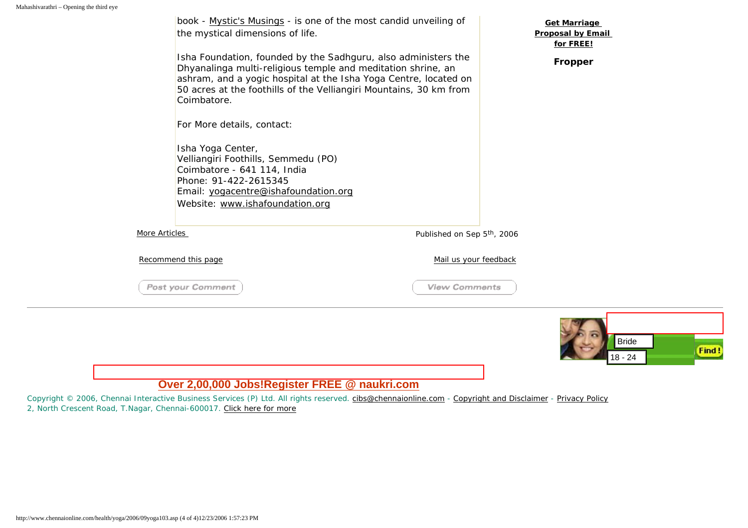book - Mystic's Musings - is one of the most candid unveiling of the mystical dimensions of life.

Isha Foundation, founded by the Sadhguru, also administers the Dhyanalinga multi-religious temple and meditation shrine, an ashram, and a yogic hospital at the Isha Yoga Centre, located on 50 acres at the foothills of the Velliangiri Mountains, 30 km from Coimbatore.

For More details, contact:

Isha Yoga Center,
Velliangiri Foothills, Semmedu (PO)
Coimbatore - 641 114, India
Phone: 91-422-2615345
Email: yogacentre@ishafoundation.org
Website: www.ishafoundation.org

More Articles

Published on Sep 5th, 2006

Recommend this page

Mail us your feedback

Post your Comment

View Comments

**Get Marriage Proposal by Email for FREE!**

**Fropper**

Bride
18 - 24
Find!

**Over 2,00,000 Jobs!Register FREE @ naukri.com**

Copyright © 2006, Chennai Interactive Business Services (P) Ltd. All rights reserved. cibs@chennaionline.com - Copyright and Disclaimer - Privacy Policy
2, North Crescent Road, T.Nagar, Chennai-600017. Click here for more